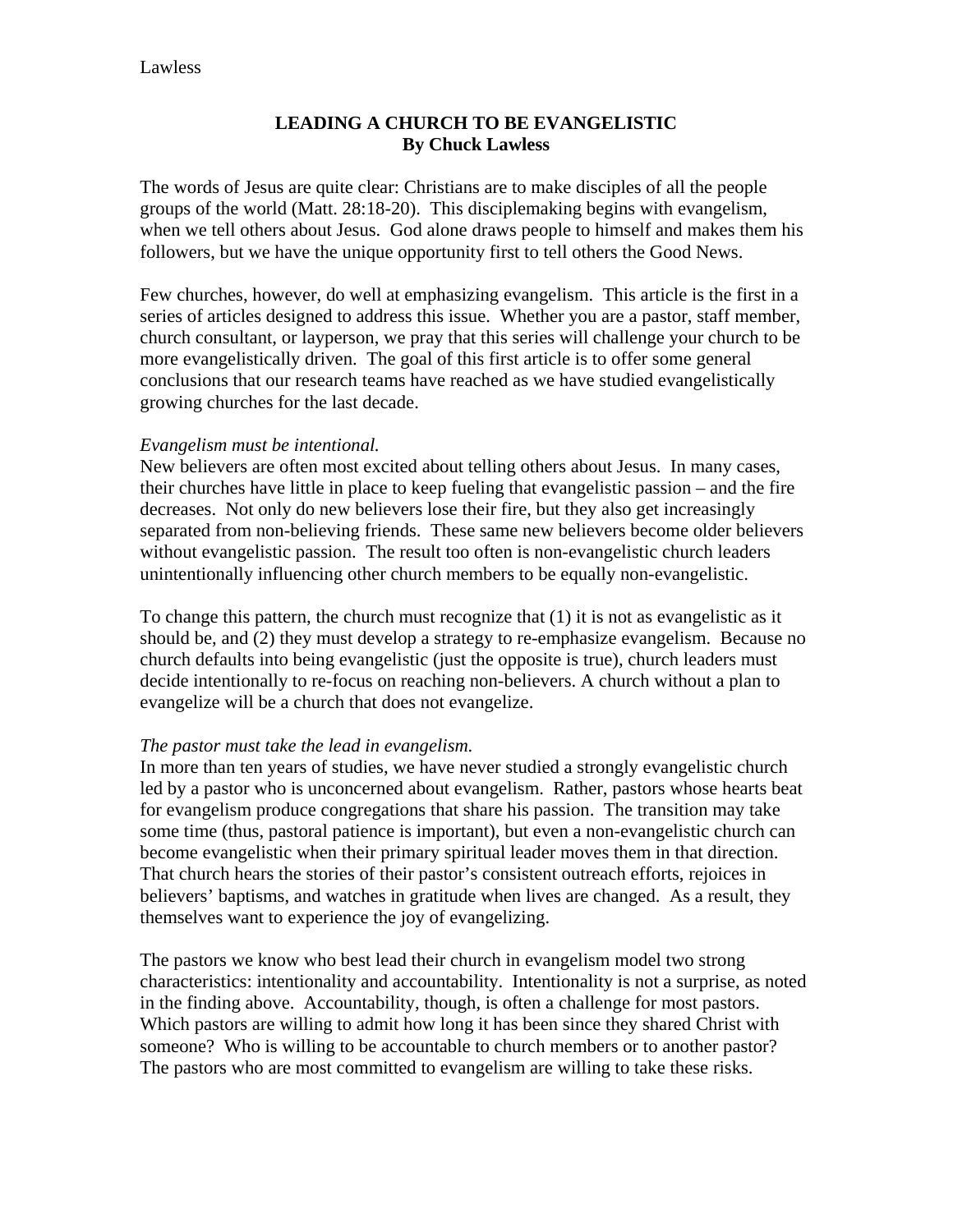# LEADING A CHURCH TO BE EVANGELISTIC

**By Chuck Lawless**

The words of Jesus are quite clear: Christians are to make disciples of all the people groups of the world (Matt. 28:18-20). This disciplemaking begins with evangelism, when we tell others about Jesus. God alone draws people to himself and makes them his followers, but we have the unique opportunity first to tell others the Good News.

Few churches, however, do well at emphasizing evangelism. This article is the first in a series of articles designed to address this issue. Whether you are a pastor, staff member, church consultant, or layperson, we pray that this series will challenge your church to be more evangelistically driven. The goal of this first article is to offer some general conclusions that our research teams have reached as we have studied evangelistically growing churches for the last decade.

*Evangelism must be intentional.*

New believers are often most excited about telling others about Jesus. In many cases, their churches have little in place to keep fueling that evangelistic passion – and the fire decreases. Not only do new believers lose their fire, but they also get increasingly separated from non-believing friends. These same new believers become older believers without evangelistic passion. The result too often is non-evangelistic church leaders unintentionally influencing other church members to be equally non-evangelistic.

To change this pattern, the church must recognize that (1) it is not as evangelistic as it should be, and (2) they must develop a strategy to re-emphasize evangelism. Because no church defaults into being evangelistic (just the opposite is true), church leaders must decide intentionally to re-focus on reaching non-believers. A church without a plan to evangelize will be a church that does not evangelize.

*The pastor must take the lead in evangelism.*

In more than ten years of studies, we have never studied a strongly evangelistic church led by a pastor who is unconcerned about evangelism. Rather, pastors whose hearts beat for evangelism produce congregations that share his passion. The transition may take some time (thus, pastoral patience is important), but even a non-evangelistic church can become evangelistic when their primary spiritual leader moves them in that direction. That church hears the stories of their pastor's consistent outreach efforts, rejoices in believers' baptisms, and watches in gratitude when lives are changed. As a result, they themselves want to experience the joy of evangelizing.

The pastors we know who best lead their church in evangelism model two strong characteristics: intentionality and accountability. Intentionality is not a surprise, as noted in the finding above. Accountability, though, is often a challenge for most pastors. Which pastors are willing to admit how long it has been since they shared Christ with someone? Who is willing to be accountable to church members or to another pastor? The pastors who are most committed to evangelism are willing to take these risks.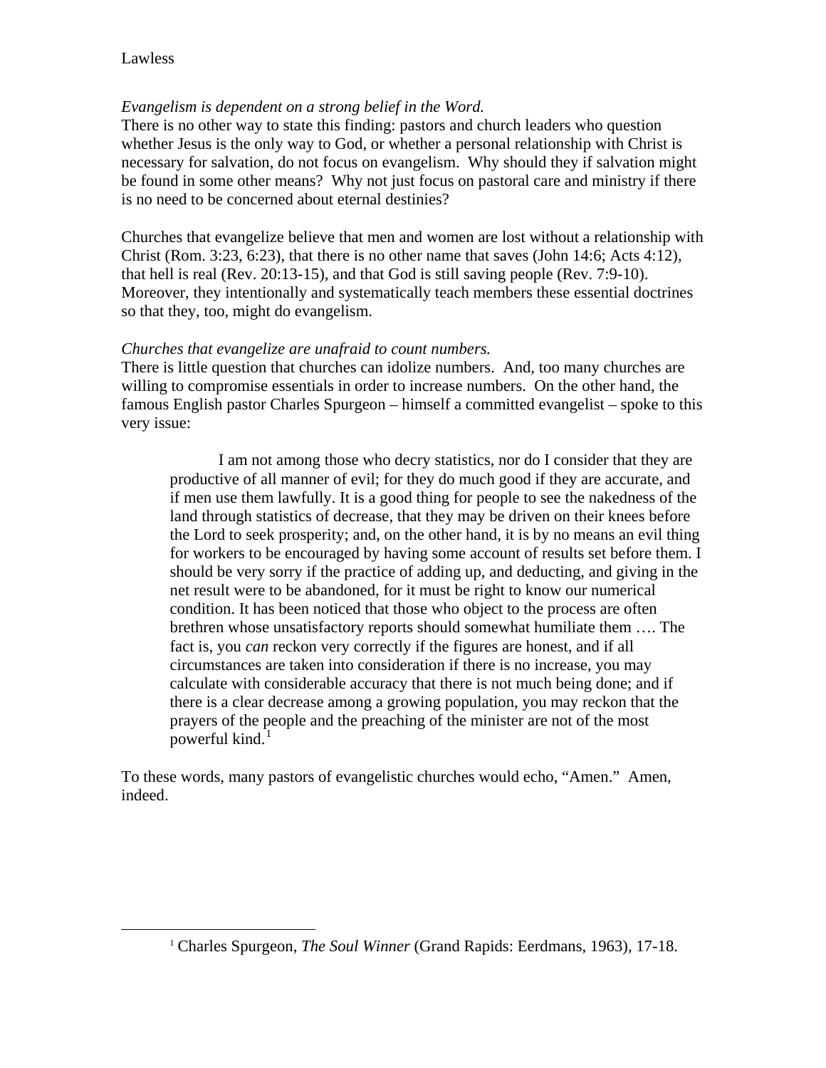*Evangelism is dependent on a strong belief in the Word.*

There is no other way to state this finding: pastors and church leaders who question whether Jesus is the only way to God, or whether a personal relationship with Christ is necessary for salvation, do not focus on evangelism. Why should they if salvation might be found in some other means? Why not just focus on pastoral care and ministry if there is no need to be concerned about eternal destinies?

Churches that evangelize believe that men and women are lost without a relationship with Christ (Rom. 3:23, 6:23), that there is no other name that saves (John 14:6; Acts 4:12), that hell is real (Rev. 20:13-15), and that God is still saving people (Rev. 7:9-10). Moreover, they intentionally and systematically teach members these essential doctrines so that they, too, might do evangelism.

*Churches that evangelize are unafraid to count numbers.*

There is little question that churches can idolize numbers. And, too many churches are willing to compromise essentials in order to increase numbers. On the other hand, the famous English pastor Charles Spurgeon – himself a committed evangelist – spoke to this very issue:

> I am not among those who decry statistics, nor do I consider that they are productive of all manner of evil; for they do much good if they are accurate, and if men use them lawfully. It is a good thing for people to see the nakedness of the land through statistics of decrease, that they may be driven on their knees before the Lord to seek prosperity; and, on the other hand, it is by no means an evil thing for workers to be encouraged by having some account of results set before them. I should be very sorry if the practice of adding up, and deducting, and giving in the net result were to be abandoned, for it must be right to know our numerical condition. It has been noticed that those who object to the process are often brethren whose unsatisfactory reports should somewhat humiliate them …. The fact is, you *can* reckon very correctly if the figures are honest, and if all circumstances are taken into consideration if there is no increase, you may calculate with considerable accuracy that there is not much being done; and if there is a clear decrease among a growing population, you may reckon that the prayers of the people and the preaching of the minister are not of the most powerful kind.[1]

To these words, many pastors of evangelistic churches would echo, "Amen." Amen, indeed.

---

[1] Charles Spurgeon, *The Soul Winner* (Grand Rapids: Eerdmans, 1963), 17-18.